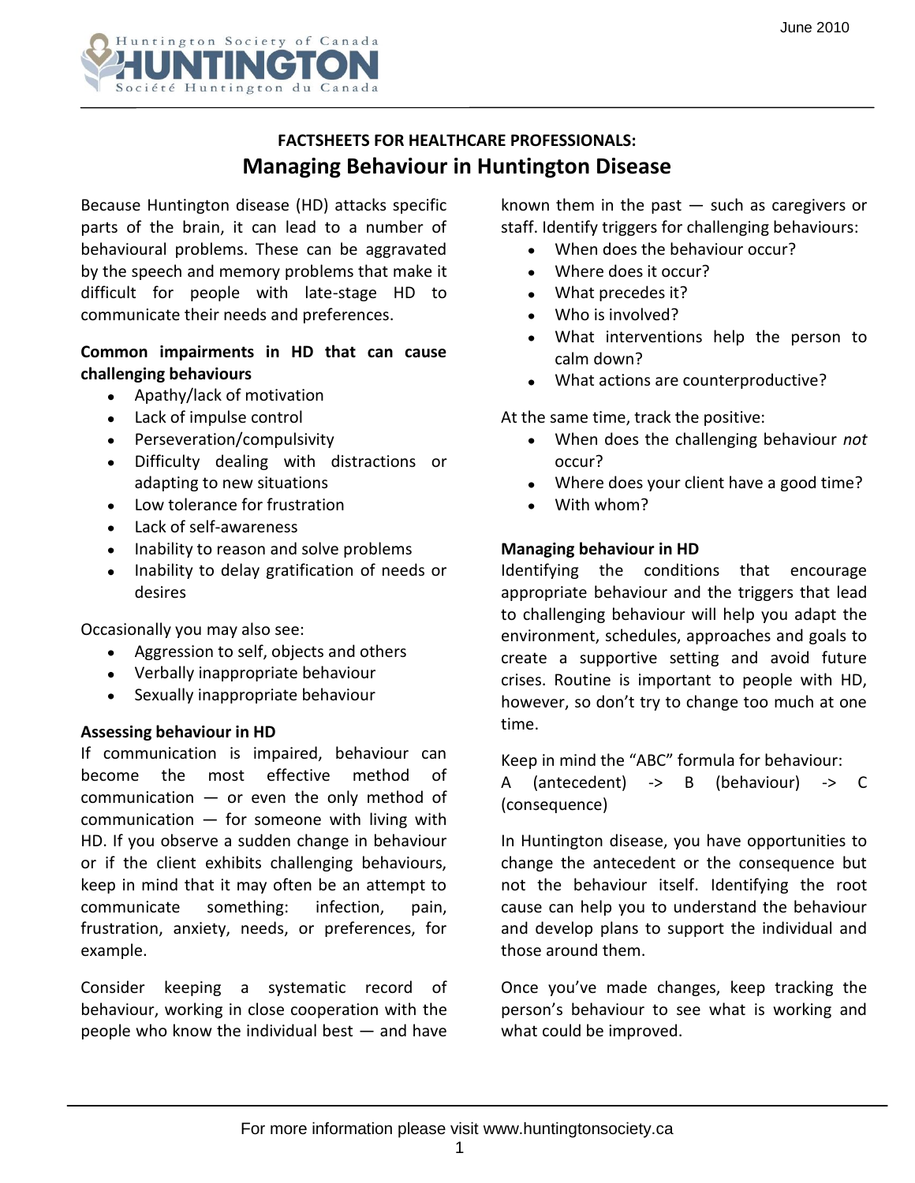June 2010

Huntington Society of Canada
HUNTINGTON
Société Huntington du Canada

**FACTSHEETS FOR HEALTHCARE PROFESSIONALS:**

# Managing Behaviour in Huntington Disease

Because Huntington disease (HD) attacks specific parts of the brain, it can lead to a number of behavioural problems. These can be aggravated by the speech and memory problems that make it difficult for people with late-stage HD to communicate their needs and preferences.

**Common impairments in HD that can cause challenging behaviours**

- Apathy/lack of motivation
- Lack of impulse control
- Perseveration/compulsivity
- Difficulty dealing with distractions or adapting to new situations
- Low tolerance for frustration
- Lack of self-awareness
- Inability to reason and solve problems
- Inability to delay gratification of needs or desires

Occasionally you may also see:

- Aggression to self, objects and others
- Verbally inappropriate behaviour
- Sexually inappropriate behaviour

**Assessing behaviour in HD**

If communication is impaired, behaviour can become the most effective method of communication — or even the only method of communication — for someone with living with HD. If you observe a sudden change in behaviour or if the client exhibits challenging behaviours, keep in mind that it may often be an attempt to communicate something: infection, pain, frustration, anxiety, needs, or preferences, for example.

Consider keeping a systematic record of behaviour, working in close cooperation with the people who know the individual best — and have known them in the past — such as caregivers or staff. Identify triggers for challenging behaviours:

- When does the behaviour occur?
- Where does it occur?
- What precedes it?
- Who is involved?
- What interventions help the person to calm down?
- What actions are counterproductive?

At the same time, track the positive:

- When does the challenging behaviour *not* occur?
- Where does your client have a good time?
- With whom?

**Managing behaviour in HD**

Identifying the conditions that encourage appropriate behaviour and the triggers that lead to challenging behaviour will help you adapt the environment, schedules, approaches and goals to create a supportive setting and avoid future crises. Routine is important to people with HD, however, so don't try to change too much at one time.

Keep in mind the "ABC" formula for behaviour:
A (antecedent) -> B (behaviour) -> C (consequence)

In Huntington disease, you have opportunities to change the antecedent or the consequence but not the behaviour itself. Identifying the root cause can help you to understand the behaviour and develop plans to support the individual and those around them.

Once you've made changes, keep tracking the person's behaviour to see what is working and what could be improved.

For more information please visit www.huntingtonsociety.ca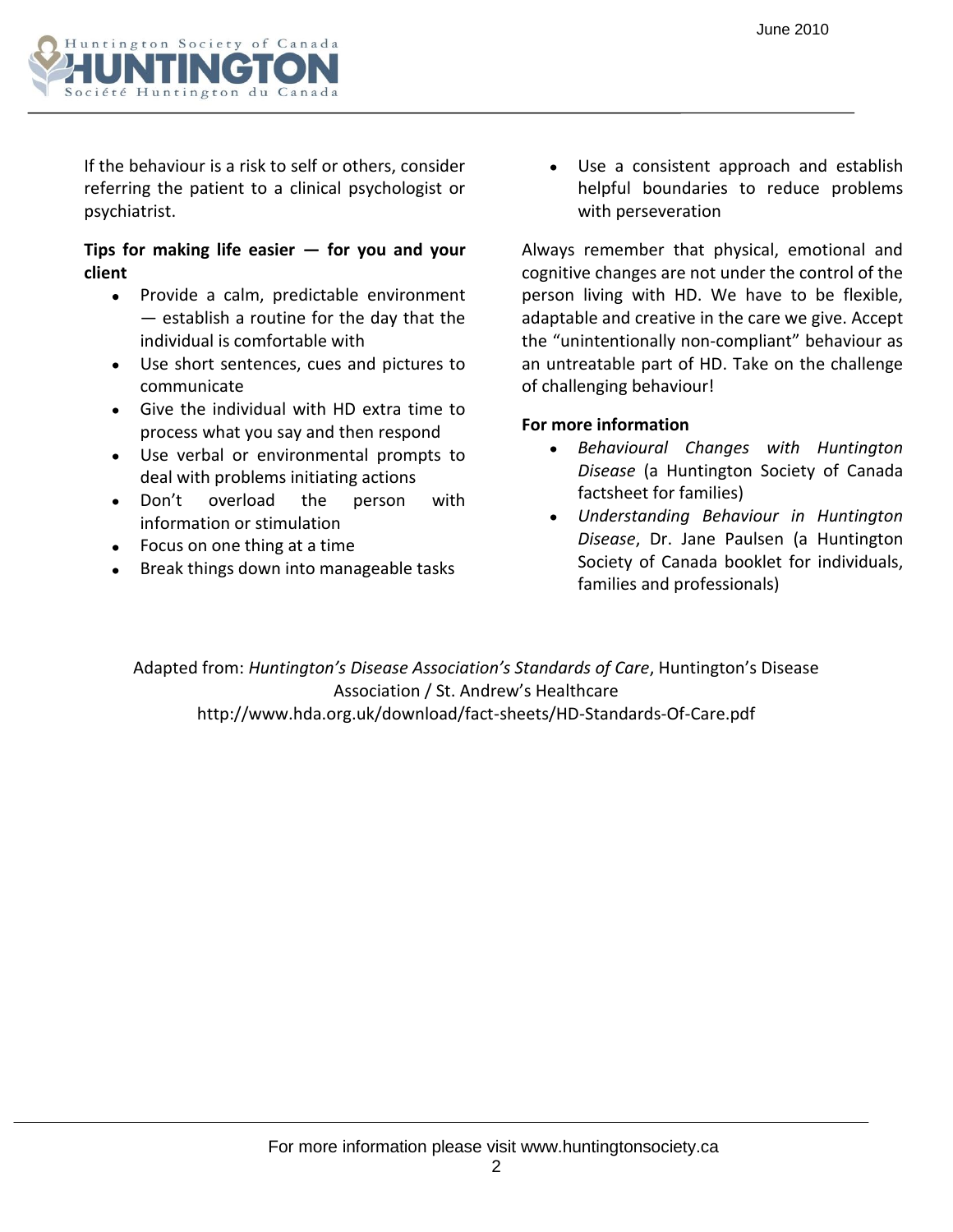If the behaviour is a risk to self or others, consider referring the patient to a clinical psychologist or psychiatrist.

**Tips for making life easier — for you and your client**

- Provide a calm, predictable environment — establish a routine for the day that the individual is comfortable with
- Use short sentences, cues and pictures to communicate
- Give the individual with HD extra time to process what you say and then respond
- Use verbal or environmental prompts to deal with problems initiating actions
- Don't overload the person with information or stimulation
- Focus on one thing at a time
- Break things down into manageable tasks
- Use a consistent approach and establish helpful boundaries to reduce problems with perseveration

Always remember that physical, emotional and cognitive changes are not under the control of the person living with HD. We have to be flexible, adaptable and creative in the care we give. Accept the "unintentionally non-compliant" behaviour as an untreatable part of HD. Take on the challenge of challenging behaviour!

**For more information**

- *Behavioural Changes with Huntington Disease* (a Huntington Society of Canada factsheet for families)
- *Understanding Behaviour in Huntington Disease*, Dr. Jane Paulsen (a Huntington Society of Canada booklet for individuals, families and professionals)

Adapted from: *Huntington's Disease Association's Standards of Care*, Huntington's Disease Association / St. Andrew's Healthcare
http://www.hda.org.uk/download/fact-sheets/HD-Standards-Of-Care.pdf